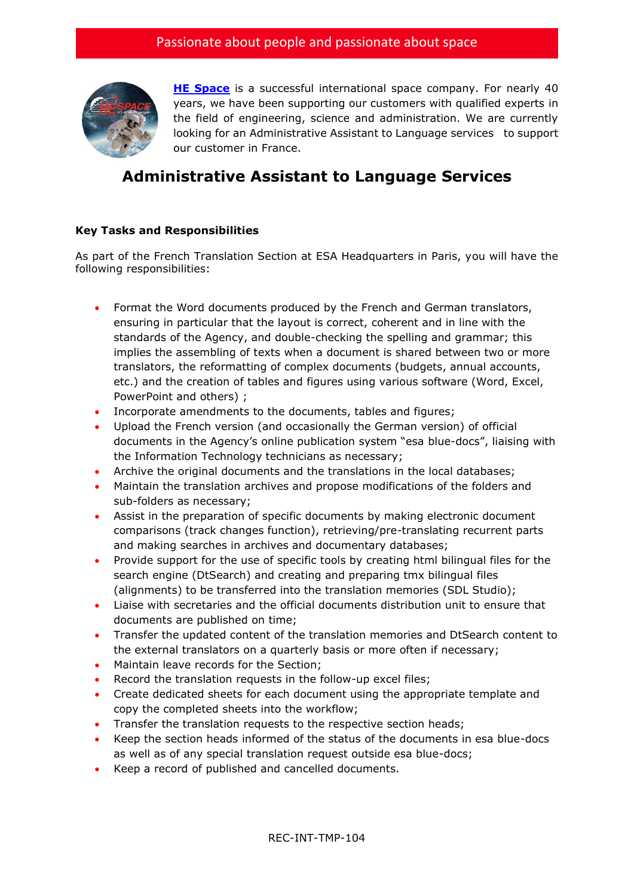Passionate about people and passionate about space

**HE Space** is a successful international space company. For nearly 40 years, we have been supporting our customers with qualified experts in the field of engineering, science and administration. We are currently looking for an Administrative Assistant to Language services to support our customer in France.

# Administrative Assistant to Language Services

### Key Tasks and Responsibilities

As part of the French Translation Section at ESA Headquarters in Paris, you will have the following responsibilities:

- Format the Word documents produced by the French and German translators, ensuring in particular that the layout is correct, coherent and in line with the standards of the Agency, and double-checking the spelling and grammar; this implies the assembling of texts when a document is shared between two or more translators, the reformatting of complex documents (budgets, annual accounts, etc.) and the creation of tables and figures using various software (Word, Excel, PowerPoint and others) ;
- Incorporate amendments to the documents, tables and figures;
- Upload the French version (and occasionally the German version) of official documents in the Agency's online publication system "esa blue-docs", liaising with the Information Technology technicians as necessary;
- Archive the original documents and the translations in the local databases;
- Maintain the translation archives and propose modifications of the folders and sub-folders as necessary;
- Assist in the preparation of specific documents by making electronic document comparisons (track changes function), retrieving/pre-translating recurrent parts and making searches in archives and documentary databases;
- Provide support for the use of specific tools by creating html bilingual files for the search engine (DtSearch) and creating and preparing tmx bilingual files (alignments) to be transferred into the translation memories (SDL Studio);
- Liaise with secretaries and the official documents distribution unit to ensure that documents are published on time;
- Transfer the updated content of the translation memories and DtSearch content to the external translators on a quarterly basis or more often if necessary;
- Maintain leave records for the Section;
- Record the translation requests in the follow-up excel files;
- Create dedicated sheets for each document using the appropriate template and copy the completed sheets into the workflow;
- Transfer the translation requests to the respective section heads;
- Keep the section heads informed of the status of the documents in esa blue-docs as well as of any special translation request outside esa blue-docs;
- Keep a record of published and cancelled documents.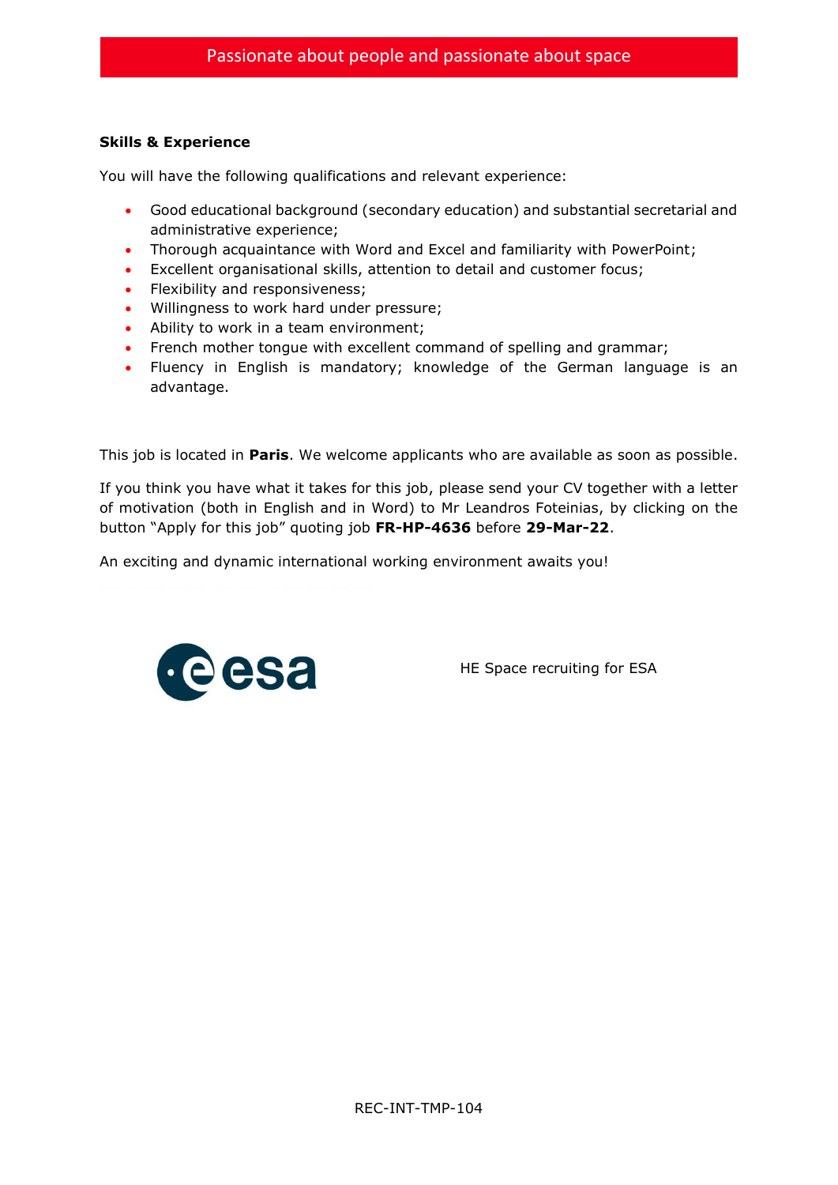**Skills & Experience**

You will have the following qualifications and relevant experience:

- Good educational background (secondary education) and substantial secretarial and administrative experience;
- Thorough acquaintance with Word and Excel and familiarity with PowerPoint;
- Excellent organisational skills, attention to detail and customer focus;
- Flexibility and responsiveness;
- Willingness to work hard under pressure;
- Ability to work in a team environment;
- French mother tongue with excellent command of spelling and grammar;
- Fluency in English is mandatory; knowledge of the German language is an advantage.

This job is located in **Paris**. We welcome applicants who are available as soon as possible.

If you think you have what it takes for this job, please send your CV together with a letter of motivation (both in English and in Word) to Mr Leandros Foteinias, by clicking on the button "Apply for this job" quoting job **FR-HP-4636** before **29-Mar-22**.

An exciting and dynamic international working environment awaits you!

esa

HE Space recruiting for ESA

REC-INT-TMP-104